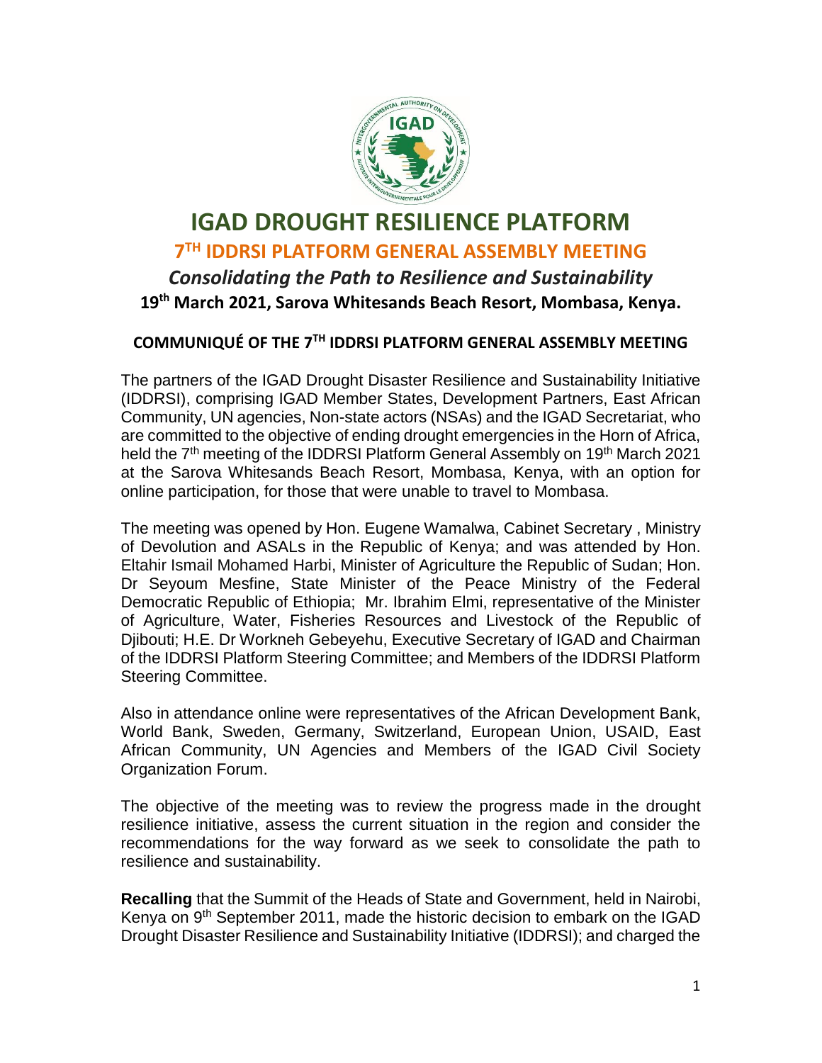# IGAD DROUGHT RESILIENCE PLATFORM

## 7TH IDDRSI PLATFORM GENERAL ASSEMBLY MEETING

### *Consolidating the Path to Resilience and Sustainability*

**19th March 2021, Sarova Whitesands Beach Resort, Mombasa, Kenya.**

**COMMUNIQUÉ OF THE 7TH IDDRSI PLATFORM GENERAL ASSEMBLY MEETING**

The partners of the IGAD Drought Disaster Resilience and Sustainability Initiative (IDDRSI), comprising IGAD Member States, Development Partners, East African Community, UN agencies, Non-state actors (NSAs) and the IGAD Secretariat, who are committed to the objective of ending drought emergencies in the Horn of Africa, held the 7th meeting of the IDDRSI Platform General Assembly on 19th March 2021 at the Sarova Whitesands Beach Resort, Mombasa, Kenya, with an option for online participation, for those that were unable to travel to Mombasa.

The meeting was opened by Hon. Eugene Wamalwa, Cabinet Secretary , Ministry of Devolution and ASALs in the Republic of Kenya; and was attended by Hon. Eltahir Ismail Mohamed Harbi, Minister of Agriculture the Republic of Sudan; Hon. Dr Seyoum Mesfine, State Minister of the Peace Ministry of the Federal Democratic Republic of Ethiopia; Mr. Ibrahim Elmi, representative of the Minister of Agriculture, Water, Fisheries Resources and Livestock of the Republic of Djibouti; H.E. Dr Workneh Gebeyehu, Executive Secretary of IGAD and Chairman of the IDDRSI Platform Steering Committee; and Members of the IDDRSI Platform Steering Committee.

Also in attendance online were representatives of the African Development Bank, World Bank, Sweden, Germany, Switzerland, European Union, USAID, East African Community, UN Agencies and Members of the IGAD Civil Society Organization Forum.

The objective of the meeting was to review the progress made in the drought resilience initiative, assess the current situation in the region and consider the recommendations for the way forward as we seek to consolidate the path to resilience and sustainability.

**Recalling** that the Summit of the Heads of State and Government, held in Nairobi, Kenya on 9th September 2011, made the historic decision to embark on the IGAD Drought Disaster Resilience and Sustainability Initiative (IDDRSI); and charged the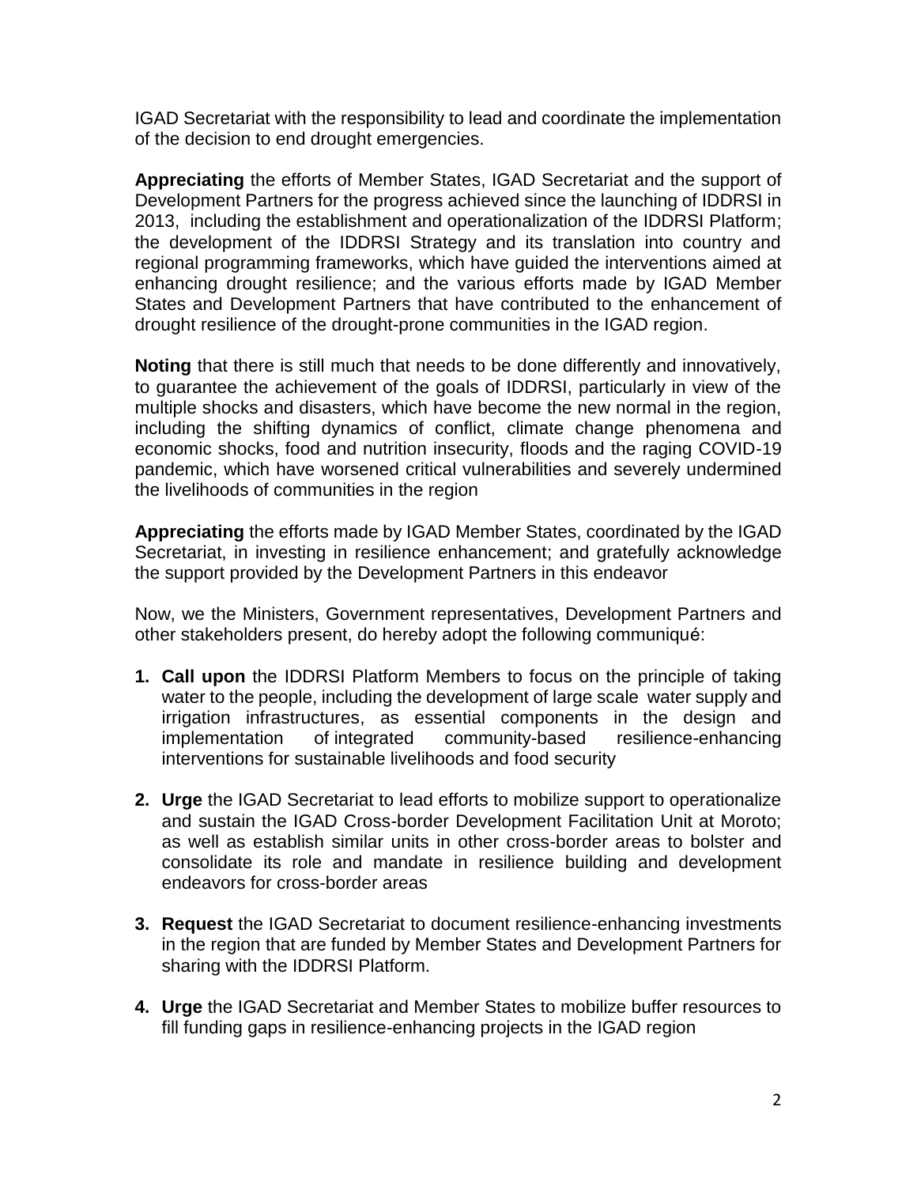IGAD Secretariat with the responsibility to lead and coordinate the implementation of the decision to end drought emergencies.

**Appreciating** the efforts of Member States, IGAD Secretariat and the support of Development Partners for the progress achieved since the launching of IDDRSI in 2013, including the establishment and operationalization of the IDDRSI Platform; the development of the IDDRSI Strategy and its translation into country and regional programming frameworks, which have guided the interventions aimed at enhancing drought resilience; and the various efforts made by IGAD Member States and Development Partners that have contributed to the enhancement of drought resilience of the drought-prone communities in the IGAD region.

**Noting** that there is still much that needs to be done differently and innovatively, to guarantee the achievement of the goals of IDDRSI, particularly in view of the multiple shocks and disasters, which have become the new normal in the region, including the shifting dynamics of conflict, climate change phenomena and economic shocks, food and nutrition insecurity, floods and the raging COVID-19 pandemic, which have worsened critical vulnerabilities and severely undermined the livelihoods of communities in the region

**Appreciating** the efforts made by IGAD Member States, coordinated by the IGAD Secretariat, in investing in resilience enhancement; and gratefully acknowledge the support provided by the Development Partners in this endeavor

Now, we the Ministers, Government representatives, Development Partners and other stakeholders present, do hereby adopt the following communiqué:

1. **Call upon** the IDDRSI Platform Members to focus on the principle of taking water to the people, including the development of large scale water supply and irrigation infrastructures, as essential components in the design and implementation of integrated community-based resilience-enhancing interventions for sustainable livelihoods and food security

2. **Urge** the IGAD Secretariat to lead efforts to mobilize support to operationalize and sustain the IGAD Cross-border Development Facilitation Unit at Moroto; as well as establish similar units in other cross-border areas to bolster and consolidate its role and mandate in resilience building and development endeavors for cross-border areas

3. **Request** the IGAD Secretariat to document resilience-enhancing investments in the region that are funded by Member States and Development Partners for sharing with the IDDRSI Platform.

4. **Urge** the IGAD Secretariat and Member States to mobilize buffer resources to fill funding gaps in resilience-enhancing projects in the IGAD region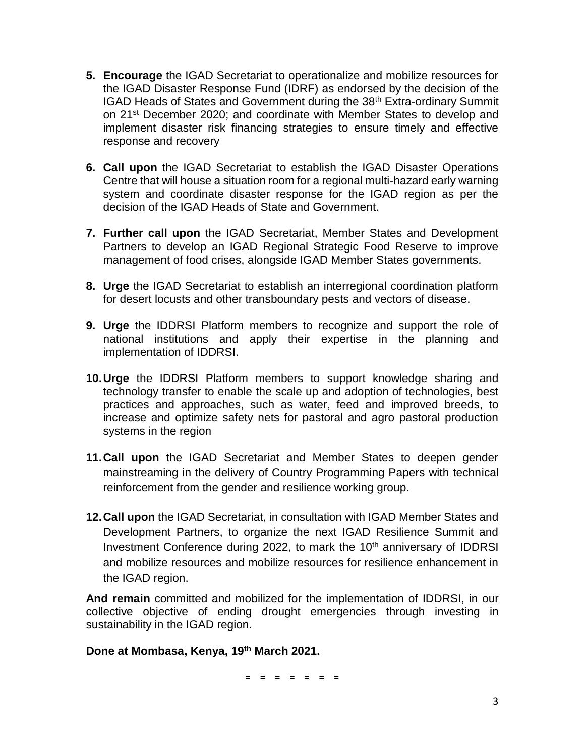5. **Encourage** the IGAD Secretariat to operationalize and mobilize resources for the IGAD Disaster Response Fund (IDRF) as endorsed by the decision of the IGAD Heads of States and Government during the 38th Extra-ordinary Summit on 21st December 2020; and coordinate with Member States to develop and implement disaster risk financing strategies to ensure timely and effective response and recovery

6. **Call upon** the IGAD Secretariat to establish the IGAD Disaster Operations Centre that will house a situation room for a regional multi-hazard early warning system and coordinate disaster response for the IGAD region as per the decision of the IGAD Heads of State and Government.

7. **Further call upon** the IGAD Secretariat, Member States and Development Partners to develop an IGAD Regional Strategic Food Reserve to improve management of food crises, alongside IGAD Member States governments.

8. **Urge** the IGAD Secretariat to establish an interregional coordination platform for desert locusts and other transboundary pests and vectors of disease.

9. **Urge** the IDDRSI Platform members to recognize and support the role of national institutions and apply their expertise in the planning and implementation of IDDRSI.

10. **Urge** the IDDRSI Platform members to support knowledge sharing and technology transfer to enable the scale up and adoption of technologies, best practices and approaches, such as water, feed and improved breeds, to increase and optimize safety nets for pastoral and agro pastoral production systems in the region

11. **Call upon** the IGAD Secretariat and Member States to deepen gender mainstreaming in the delivery of Country Programming Papers with technical reinforcement from the gender and resilience working group.

12. **Call upon** the IGAD Secretariat, in consultation with IGAD Member States and Development Partners, to organize the next IGAD Resilience Summit and Investment Conference during 2022, to mark the 10th anniversary of IDDRSI and mobilize resources and mobilize resources for resilience enhancement in the IGAD region.

**And remain** committed and mobilized for the implementation of IDDRSI, in our collective objective of ending drought emergencies through investing in sustainability in the IGAD region.

**Done at Mombasa, Kenya, 19th March 2021.**

= = = = = = =